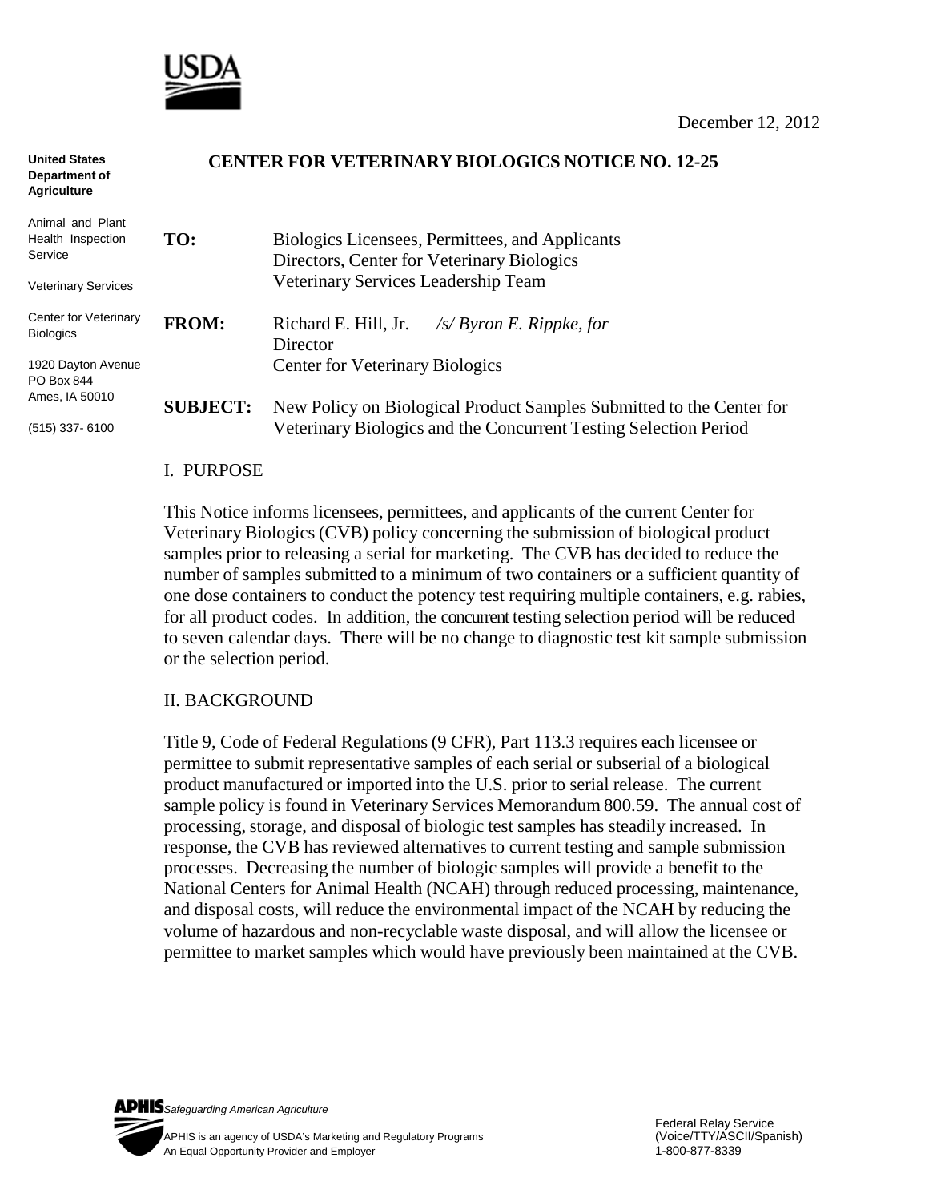USDA

December 12, 2012

**United States Department of Agriculture**

Animal and Plant Health Inspection Service

Veterinary Services

Center for Veterinary Biologics

1920 Dayton Avenue
PO Box 844
Ames, IA 50010

(515) 337- 6100

# CENTER FOR VETERINARY BIOLOGICS NOTICE NO. 12-25

**TO:** Biologics Licensees, Permittees, and Applicants
Directors, Center for Veterinary Biologics
Veterinary Services Leadership Team

**FROM:** Richard E. Hill, Jr. */s/ Byron E. Rippke, for*
Director
Center for Veterinary Biologics

**SUBJECT:** New Policy on Biological Product Samples Submitted to the Center for Veterinary Biologics and the Concurrent Testing Selection Period

## I. PURPOSE

This Notice informs licensees, permittees, and applicants of the current Center for Veterinary Biologics (CVB) policy concerning the submission of biological product samples prior to releasing a serial for marketing. The CVB has decided to reduce the number of samples submitted to a minimum of two containers or a sufficient quantity of one dose containers to conduct the potency test requiring multiple containers, e.g. rabies, for all product codes. In addition, the concurrent testing selection period will be reduced to seven calendar days. There will be no change to diagnostic test kit sample submission or the selection period.

## II. BACKGROUND

Title 9, Code of Federal Regulations (9 CFR), Part 113.3 requires each licensee or permittee to submit representative samples of each serial or subserial of a biological product manufactured or imported into the U.S. prior to serial release. The current sample policy is found in Veterinary Services Memorandum 800.59. The annual cost of processing, storage, and disposal of biologic test samples has steadily increased. In response, the CVB has reviewed alternatives to current testing and sample submission processes. Decreasing the number of biologic samples will provide a benefit to the National Centers for Animal Health (NCAH) through reduced processing, maintenance, and disposal costs, will reduce the environmental impact of the NCAH by reducing the volume of hazardous and non-recyclable waste disposal, and will allow the licensee or permittee to market samples which would have previously been maintained at the CVB.

**APHIS** *Safeguarding American Agriculture*

APHIS is an agency of USDA's Marketing and Regulatory Programs
An Equal Opportunity Provider and Employer

Federal Relay Service
(Voice/TTY/ASCII/Spanish)
1-800-877-8339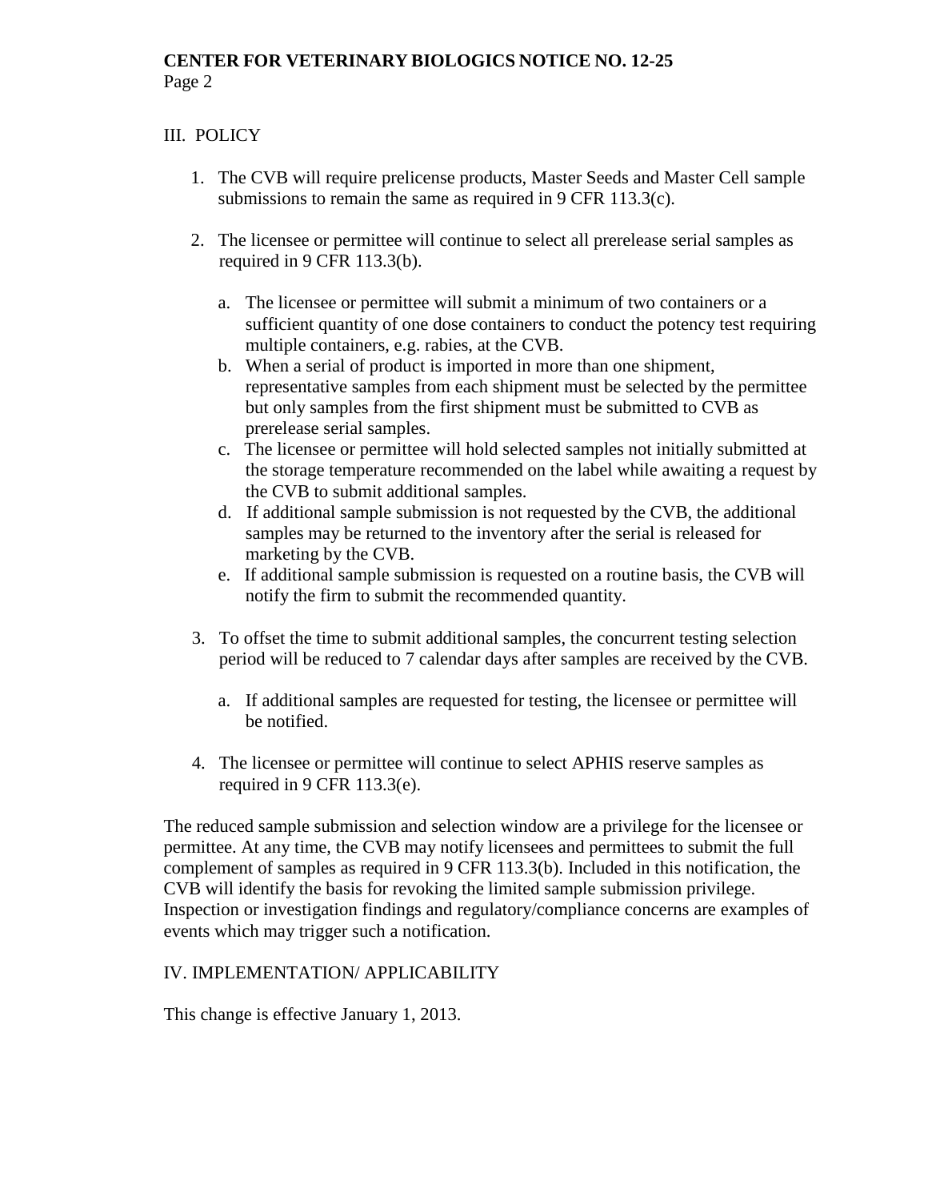## III. POLICY

1. The CVB will require prelicense products, Master Seeds and Master Cell sample submissions to remain the same as required in 9 CFR 113.3(c).

2. The licensee or permittee will continue to select all prerelease serial samples as required in 9 CFR 113.3(b).

   a. The licensee or permittee will submit a minimum of two containers or a sufficient quantity of one dose containers to conduct the potency test requiring multiple containers, e.g. rabies, at the CVB.
   b. When a serial of product is imported in more than one shipment, representative samples from each shipment must be selected by the permittee but only samples from the first shipment must be submitted to CVB as prerelease serial samples.
   c. The licensee or permittee will hold selected samples not initially submitted at the storage temperature recommended on the label while awaiting a request by the CVB to submit additional samples.
   d. If additional sample submission is not requested by the CVB, the additional samples may be returned to the inventory after the serial is released for marketing by the CVB.
   e. If additional sample submission is requested on a routine basis, the CVB will notify the firm to submit the recommended quantity.

3. To offset the time to submit additional samples, the concurrent testing selection period will be reduced to 7 calendar days after samples are received by the CVB.

   a. If additional samples are requested for testing, the licensee or permittee will be notified.

4. The licensee or permittee will continue to select APHIS reserve samples as required in 9 CFR 113.3(e).

The reduced sample submission and selection window are a privilege for the licensee or permittee. At any time, the CVB may notify licensees and permittees to submit the full complement of samples as required in 9 CFR 113.3(b). Included in this notification, the CVB will identify the basis for revoking the limited sample submission privilege. Inspection or investigation findings and regulatory/compliance concerns are examples of events which may trigger such a notification.

## IV. IMPLEMENTATION/ APPLICABILITY

This change is effective January 1, 2013.